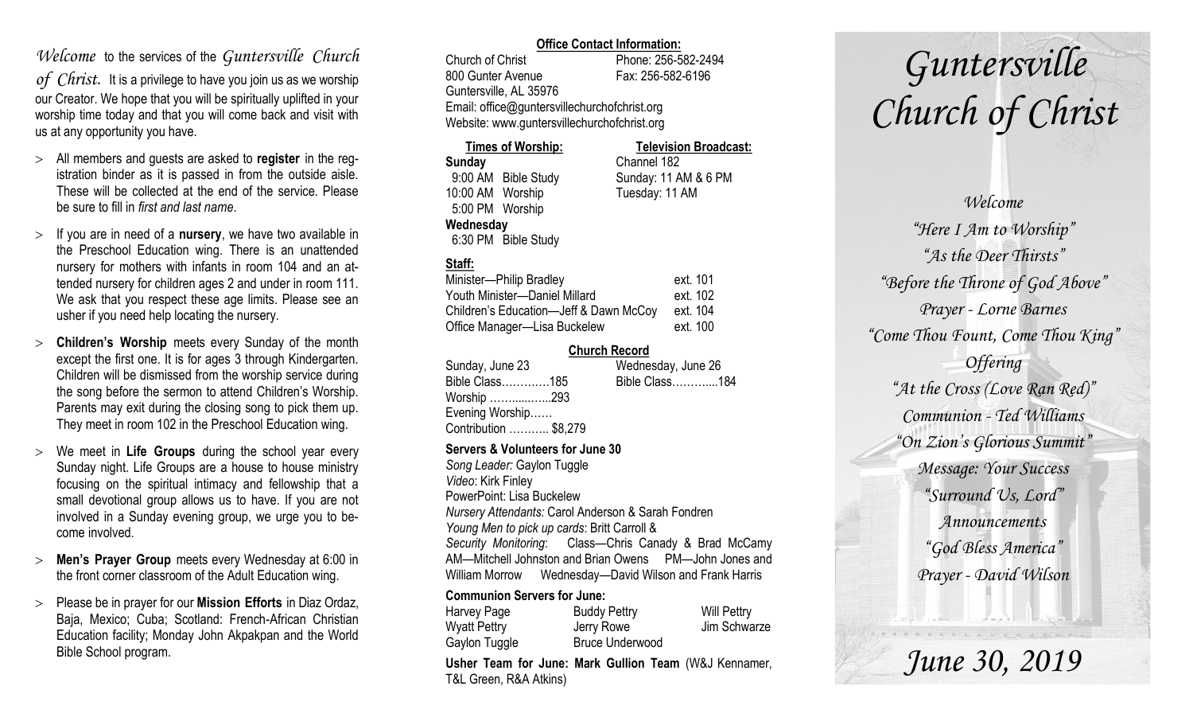*Welcome* to the services of the *Guntersville Church of Christ.* It is a privilege to have you join us as we worship our Creator. We hope that you will be spiritually uplifted in your worship time today and that you will come back and visit with us at any opportunity you have.

- All members and guests are asked to **register** in the registration binder as it is passed in from the outside aisle. These will be collected at the end of the service. Please be sure to fill in *first and last name*.
- If you are in need of a **nursery**, we have two available in the Preschool Education wing. There is an unattended nursery for mothers with infants in room 104 and an attended nursery for children ages 2 and under in room 111. We ask that you respect these age limits. Please see an usher if you need help locating the nursery.
- **Children's Worship** meets every Sunday of the month except the first one. It is for ages 3 through Kindergarten. Children will be dismissed from the worship service during the song before the sermon to attend Children's Worship. Parents may exit during the closing song to pick them up. They meet in room 102 in the Preschool Education wing.
- We meet in **Life Groups** during the school year every Sunday night. Life Groups are a house to house ministry focusing on the spiritual intimacy and fellowship that a small devotional group allows us to have. If you are not involved in a Sunday evening group, we urge you to become involved.
- **Men's Prayer Group** meets every Wednesday at 6:00 in the front corner classroom of the Adult Education wing.
- Please be in prayer for our **Mission Efforts** in Diaz Ordaz, Baja, Mexico; Cuba; Scotland: French-African Christian Education facility; Monday John Akpakpan and the World Bible School program.

**Office Contact Information:**

Church of Christ — Phone: 256-582-2494
800 Gunter Avenue — Fax: 256-582-6196
Guntersville, AL 35976
Email: office@guntersvillechurchofchrist.org
Website: www.guntersvillechurchofchrist.org

**Times of Worship:**

**Sunday**
9:00 AM Bible Study
10:00 AM Worship
5:00 PM Worship
**Wednesday**
6:30 PM Bible Study

**Television Broadcast:**

Channel 182
Sunday: 11 AM & 6 PM
Tuesday: 11 AM

**Staff:**

| | |
|---|---|
| Minister—Philip Bradley | ext. 101 |
| Youth Minister—Daniel Millard | ext. 102 |
| Children's Education—Jeff & Dawn McCoy | ext. 104 |
| Office Manager—Lisa Buckelew | ext. 100 |

**Church Record**

| Sunday, June 23 | Wednesday, June 26 |
|---|---|
| Bible Class…………185 | Bible Class………....184 |
| Worship ……......…..293 | |
| Evening Worship…… | |
| Contribution ……….. $8,279 | |

**Servers & Volunteers for June 30**

*Song Leader:* Gaylon Tuggle
*Video*: Kirk Finley
PowerPoint: Lisa Buckelew
*Nursery Attendants:* Carol Anderson & Sarah Fondren
*Young Men to pick up cards*: Britt Carroll &
*Security Monitoring*: Class—Chris Canady & Brad McCamy AM—Mitchell Johnston and Brian Owens PM—John Jones and William Morrow Wednesday—David Wilson and Frank Harris

**Communion Servers for June:**

| | | |
|---|---|---|
| Harvey Page | Buddy Pettry | Will Pettry |
| Wyatt Pettry | Jerry Rowe | Jim Schwarze |
| Gaylon Tuggle | Bruce Underwood | |

**Usher Team for June: Mark Gullion Team** (W&J Kennamer, T&L Green, R&A Atkins)

# *Guntersville Church of Christ*

*Welcome*
*"Here I Am to Worship"*
*"As the Deer Thirsts"*
*"Before the Throne of God Above"*
*Prayer - Lorne Barnes*
*"Come Thou Fount, Come Thou King"*
*Offering*
*"At the Cross (Love Ran Red)"*
*Communion - Ted Williams*
*"On Zion's Glorious Summit"*
*Message: Your Success*
*"Surround Us, Lord"*
*Announcements*
*"God Bless America"*
*Prayer - David Wilson*

## *June 30, 2019*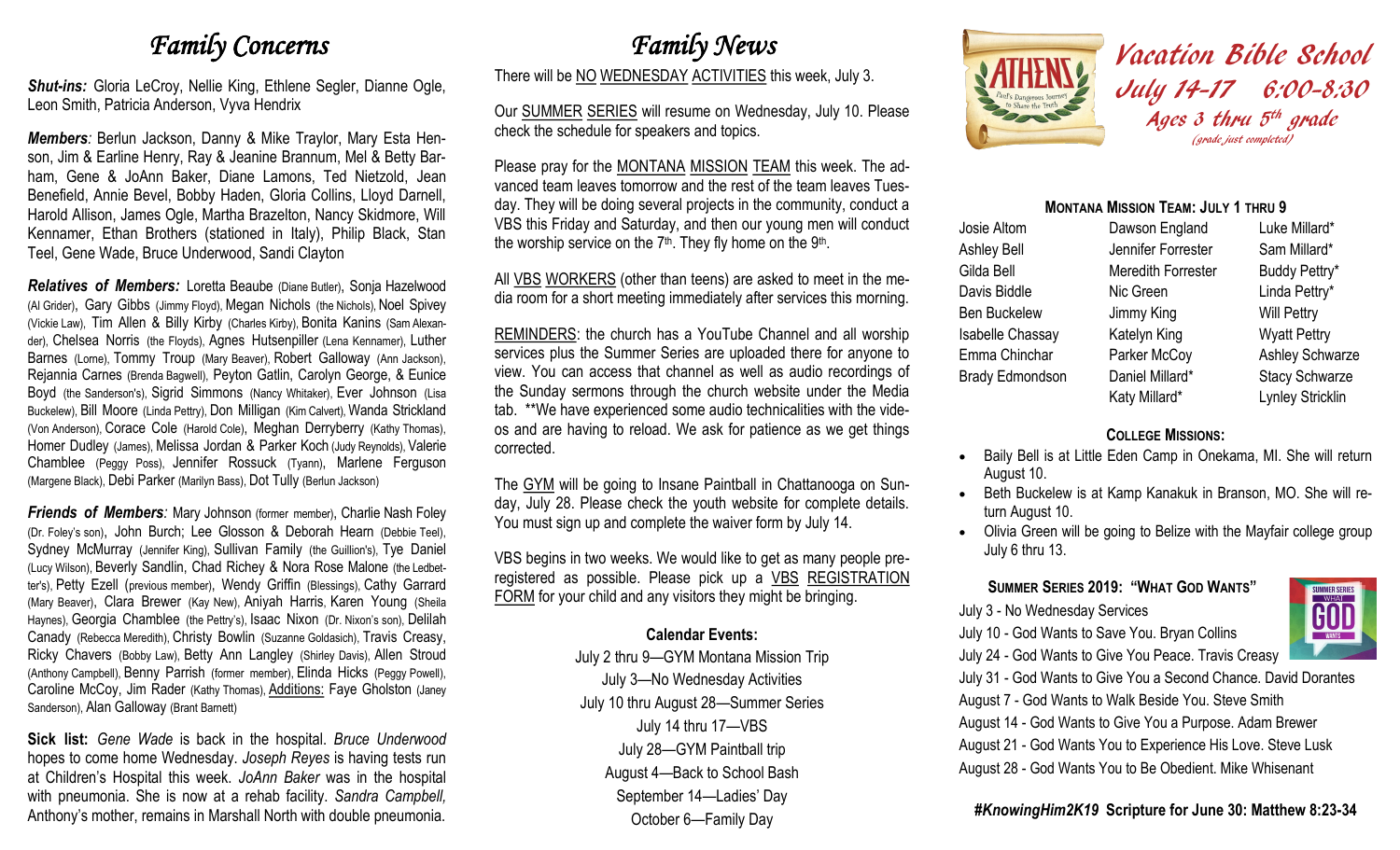# Family Concerns

***Shut-ins:*** Gloria LeCroy, Nellie King, Ethlene Segler, Dianne Ogle, Leon Smith, Patricia Anderson, Vyva Hendrix

***Members:*** Berlun Jackson, Danny & Mike Traylor, Mary Esta Henson, Jim & Earline Henry, Ray & Jeanine Brannum, Mel & Betty Barham, Gene & JoAnn Baker, Diane Lamons, Ted Nietzold, Jean Benefield, Annie Bevel, Bobby Haden, Gloria Collins, Lloyd Darnell, Harold Allison, James Ogle, Martha Brazelton, Nancy Skidmore, Will Kennamer, Ethan Brothers (stationed in Italy), Philip Black, Stan Teel, Gene Wade, Bruce Underwood, Sandi Clayton

***Relatives of Members:*** Loretta Beaube (Diane Butler), Sonja Hazelwood (Al Grider), Gary Gibbs (Jimmy Floyd), Megan Nichols (the Nichols), Noel Spivey (Vickie Law), Tim Allen & Billy Kirby (Charles Kirby), Bonita Kanins (Sam Alexander), Chelsea Norris (the Floyds), Agnes Hutsenpiller (Lena Kennamer), Luther Barnes (Lorne), Tommy Troup (Mary Beaver), Robert Galloway (Ann Jackson), Rejannia Carnes (Brenda Bagwell), Peyton Gatlin, Carolyn George, & Eunice Boyd (the Sanderson's), Sigrid Simmons (Nancy Whitaker), Ever Johnson (Lisa Buckelew), Bill Moore (Linda Pettry), Don Milligan (Kim Calvert), Wanda Strickland (Von Anderson), Corace Cole (Harold Cole), Meghan Derryberry (Kathy Thomas), Homer Dudley (James), Melissa Jordan & Parker Koch (Judy Reynolds), Valerie Chamblee (Peggy Poss), Jennifer Rossuck (Tyann), Marlene Ferguson (Margene Black), Debi Parker (Marilyn Bass), Dot Tully (Berlun Jackson)

***Friends of Members:*** Mary Johnson (former member), Charlie Nash Foley (Dr. Foley's son), John Burch; Lee Glosson & Deborah Hearn (Debbie Teel), Sydney McMurray (Jennifer King), Sullivan Family (the Guillion's), Tye Daniel (Lucy Wilson), Beverly Sandlin, Chad Richey & Nora Rose Malone (the Ledbetter's), Petty Ezell (previous member), Wendy Griffin (Blessings), Cathy Garrard (Mary Beaver), Clara Brewer (Kay New), Aniyah Harris, Karen Young (Sheila Haynes), Georgia Chamblee (the Pettry's), Isaac Nixon (Dr. Nixon's son), Delilah Canady (Rebecca Meredith), Christy Bowlin (Suzanne Goldasich), Travis Creasy, Ricky Chavers (Bobby Law), Betty Ann Langley (Shirley Davis), Allen Stroud (Anthony Campbell), Benny Parrish (former member), Elinda Hicks (Peggy Powell), Caroline McCoy, Jim Rader (Kathy Thomas), Additions: Faye Gholston (Janey Sanderson), Alan Galloway (Brant Barnett)

**Sick list:** *Gene Wade* is back in the hospital. *Bruce Underwood* hopes to come home Wednesday. *Joseph Reyes* is having tests run at Children's Hospital this week. *JoAnn Baker* was in the hospital with pneumonia. She is now at a rehab facility. *Sandra Campbell,* Anthony's mother, remains in Marshall North with double pneumonia.

# Family News

There will be NO WEDNESDAY ACTIVITIES this week, July 3.

Our SUMMER SERIES will resume on Wednesday, July 10. Please check the schedule for speakers and topics.

Please pray for the MONTANA MISSION TEAM this week. The advanced team leaves tomorrow and the rest of the team leaves Tuesday. They will be doing several projects in the community, conduct a VBS this Friday and Saturday, and then our young men will conduct the worship service on the 7th. They fly home on the 9th.

All VBS WORKERS (other than teens) are asked to meet in the media room for a short meeting immediately after services this morning.

REMINDERS: the church has a YouTube Channel and all worship services plus the Summer Series are uploaded there for anyone to view. You can access that channel as well as audio recordings of the Sunday sermons through the church website under the Media tab. **We have experienced some audio technicalities with the videos and are having to reload. We ask for patience as we get things corrected.

The GYM will be going to Insane Paintball in Chattanooga on Sunday, July 28. Please check the youth website for complete details. You must sign up and complete the waiver form by July 14.

VBS begins in two weeks. We would like to get as many people preregistered as possible. Please pick up a VBS REGISTRATION FORM for your child and any visitors they might be bringing.

**Calendar Events:**

July 2 thru 9—GYM Montana Mission Trip
July 3—No Wednesday Activities
July 10 thru August 28—Summer Series
July 14 thru 17—VBS
July 28—GYM Paintball trip
August 4—Back to School Bash
September 14—Ladies' Day
October 6—Family Day

ATHENS — Paul's Dangerous Journey to Share the Truth

*Vacation Bible School*
*July 14-17 6:00-8:30*
*Ages 3 thru 5th grade*
*(grade just completed)*

**MONTANA MISSION TEAM: JULY 1 THRU 9**

| | | |
|---|---|---|
| Josie Altom | Dawson England | Luke Millard* |
| Ashley Bell | Jennifer Forrester | Sam Millard* |
| Gilda Bell | Meredith Forrester | Buddy Pettry* |
| Davis Biddle | Nic Green | Linda Pettry* |
| Ben Buckelew | Jimmy King | Will Pettry |
| Isabelle Chassay | Katelyn King | Wyatt Pettry |
| Emma Chinchar | Parker McCoy | Ashley Schwarze |
| Brady Edmondson | Daniel Millard* | Stacy Schwarze |
| | Katy Millard* | Lynley Stricklin |

**COLLEGE MISSIONS:**

- Baily Bell is at Little Eden Camp in Onekama, MI. She will return August 10.
- Beth Buckelew is at Kamp Kanakuk in Branson, MO. She will return August 10.
- Olivia Green will be going to Belize with the Mayfair college group July 6 thru 13.

**SUMMER SERIES 2019: "WHAT GOD WANTS"**

July 3 - No Wednesday Services
July 10 - God Wants to Save You. Bryan Collins
July 24 - God Wants to Give You Peace. Travis Creasy
July 31 - God Wants to Give You a Second Chance. David Dorantes
August 7 - God Wants to Walk Beside You. Steve Smith
August 14 - God Wants to Give You a Purpose. Adam Brewer
August 21 - God Wants You to Experience His Love. Steve Lusk
August 28 - God Wants You to Be Obedient. Mike Whisenant

***#KnowingHim2K19* Scripture for June 30: Matthew 8:23-34**